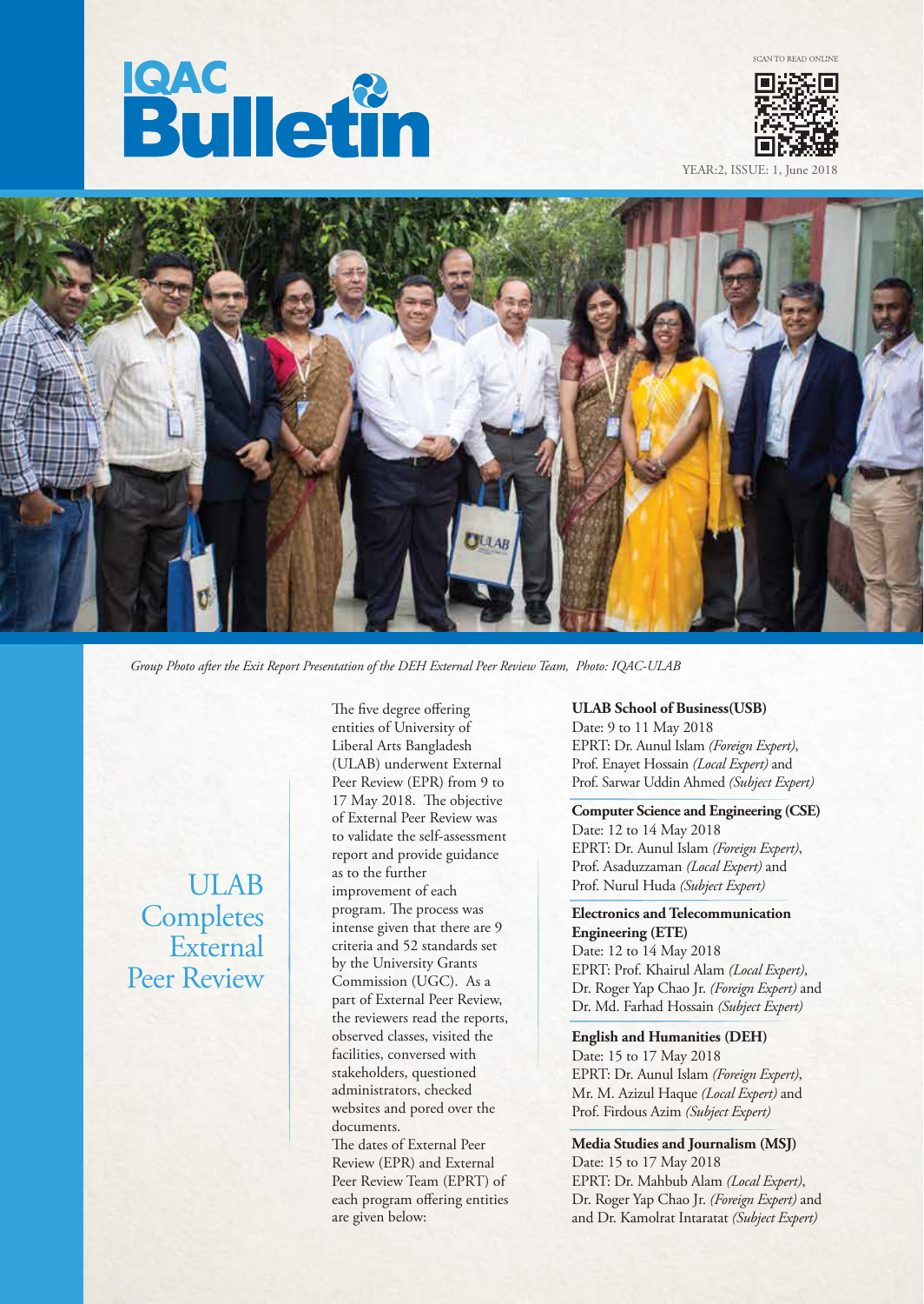# IQAC Bulletin

SCAN TO READ ONLINE

YEAR:2, ISSUE: 1, June 2018

*Group Photo after the Exit Report Presentation of the DEH External Peer Review Team, Photo: IQAC-ULAB*

## ULAB Completes External Peer Review

The five degree offering entities of University of Liberal Arts Bangladesh (ULAB) underwent External Peer Review (EPR) from 9 to 17 May 2018. The objective of External Peer Review was to validate the self-assessment report and provide guidance as to the further improvement of each program. The process was intense given that there are 9 criteria and 52 standards set by the University Grants Commission (UGC). As a part of External Peer Review, the reviewers read the reports, observed classes, visited the facilities, conversed with stakeholders, questioned administrators, checked websites and pored over the documents.

The dates of External Peer Review (EPR) and External Peer Review Team (EPRT) of each program offering entities are given below:

**ULAB School of Business(USB)**
Date: 9 to 11 May 2018
EPRT: Dr. Aunul Islam *(Foreign Expert)*, Prof. Enayet Hossain *(Local Expert)* and Prof. Sarwar Uddin Ahmed *(Subject Expert)*

**Computer Science and Engineering (CSE)**
Date: 12 to 14 May 2018
EPRT: Dr. Aunul Islam *(Foreign Expert)*, Prof. Asaduzzaman *(Local Expert)* and Prof. Nurul Huda *(Subject Expert)*

**Electronics and Telecommunication Engineering (ETE)**
Date: 12 to 14 May 2018
EPRT: Prof. Khairul Alam *(Local Expert)*, Dr. Roger Yap Chao Jr. *(Foreign Expert)* and Dr. Md. Farhad Hossain *(Subject Expert)*

**English and Humanities (DEH)**
Date: 15 to 17 May 2018
EPRT: Dr. Aunul Islam *(Foreign Expert)*, Mr. M. Azizul Haque *(Local Expert)* and Prof. Firdous Azim *(Subject Expert)*

**Media Studies and Journalism (MSJ)**
Date: 15 to 17 May 2018
EPRT: Dr. Mahbub Alam *(Local Expert)*, Dr. Roger Yap Chao Jr. *(Foreign Expert)* and and Dr. Kamolrat Intaratat *(Subject Expert)*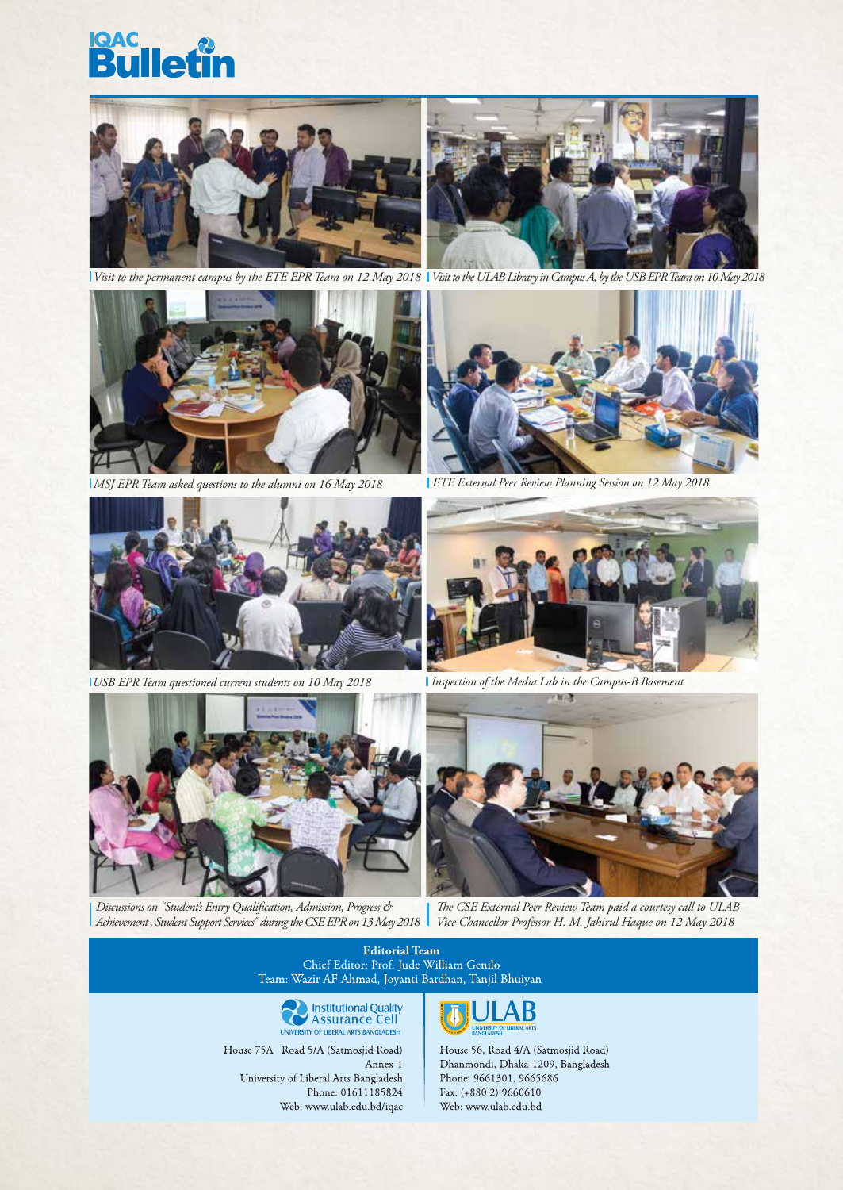# IQAC Bulletin

*Visit to the permanent campus by the ETE EPR Team on 12 May 2018*

*Visit to the ULAB Library in Campus A, by the USB EPR Team on 10 May 2018*

*MSJ EPR Team asked questions to the alumni on 16 May 2018*

*ETE External Peer Review Planning Session on 12 May 2018*

*USB EPR Team questioned current students on 10 May 2018*

*Inspection of the Media Lab in the Campus-B Basement*

*Discussions on "Student's Entry Qualification, Admission, Progress & Achievement , Student Support Services" during the CSE EPR on 13 May 2018*

*The CSE External Peer Review Team paid a courtesy call to ULAB Vice Chancellor Professor H. M. Jahirul Haque on 12 May 2018*

**Editorial Team**

Chief Editor: Prof. Jude William Genilo

Team: Wazir AF Ahmad, Joyanti Bardhan, Tanjil Bhuiyan

Institutional Quality Assurance Cell
UNIVERSITY OF LIBERAL ARTS BANGLADESH

House 75A Road 5/A (Satmosjid Road)
Annex-1
University of Liberal Arts Bangladesh
Phone: 01611185824
Web: www.ulab.edu.bd/iqac

ULAB
UNIVERSITY OF LIBERAL ARTS BANGLADESH

House 56, Road 4/A (Satmosjid Road)
Dhanmondi, Dhaka-1209, Bangladesh
Phone: 9661301, 9665686
Fax: (+880 2) 9660610
Web: www.ulab.edu.bd